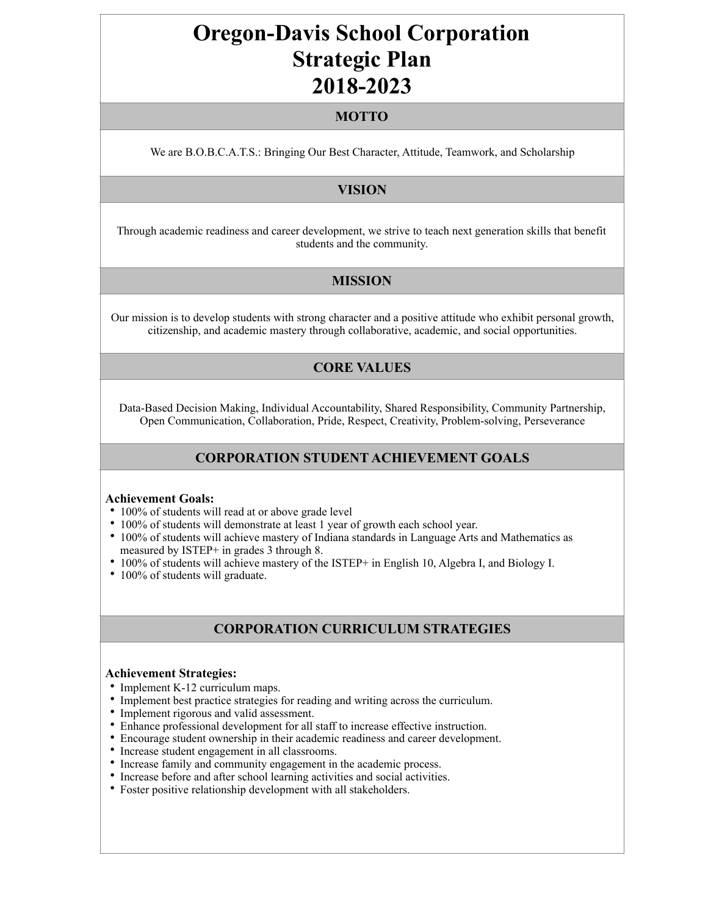# Oregon-Davis School Corporation Strategic Plan 2018-2023

## MOTTO

We are B.O.B.C.A.T.S.: Bringing Our Best Character, Attitude, Teamwork, and Scholarship

## VISION

Through academic readiness and career development, we strive to teach next generation skills that benefit students and the community.

## MISSION

Our mission is to develop students with strong character and a positive attitude who exhibit personal growth, citizenship, and academic mastery through collaborative, academic, and social opportunities.

## CORE VALUES

Data-Based Decision Making, Individual Accountability, Shared Responsibility, Community Partnership, Open Communication, Collaboration, Pride, Respect, Creativity, Problem-solving, Perseverance

## CORPORATION STUDENT ACHIEVEMENT GOALS

**Achievement Goals:**

- 100% of students will read at or above grade level
- 100% of students will demonstrate at least 1 year of growth each school year.
- 100% of students will achieve mastery of Indiana standards in Language Arts and Mathematics as measured by ISTEP+ in grades 3 through 8.
- 100% of students will achieve mastery of the ISTEP+ in English 10, Algebra I, and Biology I.
- 100% of students will graduate.

## CORPORATION CURRICULUM STRATEGIES

**Achievement Strategies:**

- Implement K-12 curriculum maps.
- Implement best practice strategies for reading and writing across the curriculum.
- Implement rigorous and valid assessment.
- Enhance professional development for all staff to increase effective instruction.
- Encourage student ownership in their academic readiness and career development.
- Increase student engagement in all classrooms.
- Increase family and community engagement in the academic process.
- Increase before and after school learning activities and social activities.
- Foster positive relationship development with all stakeholders.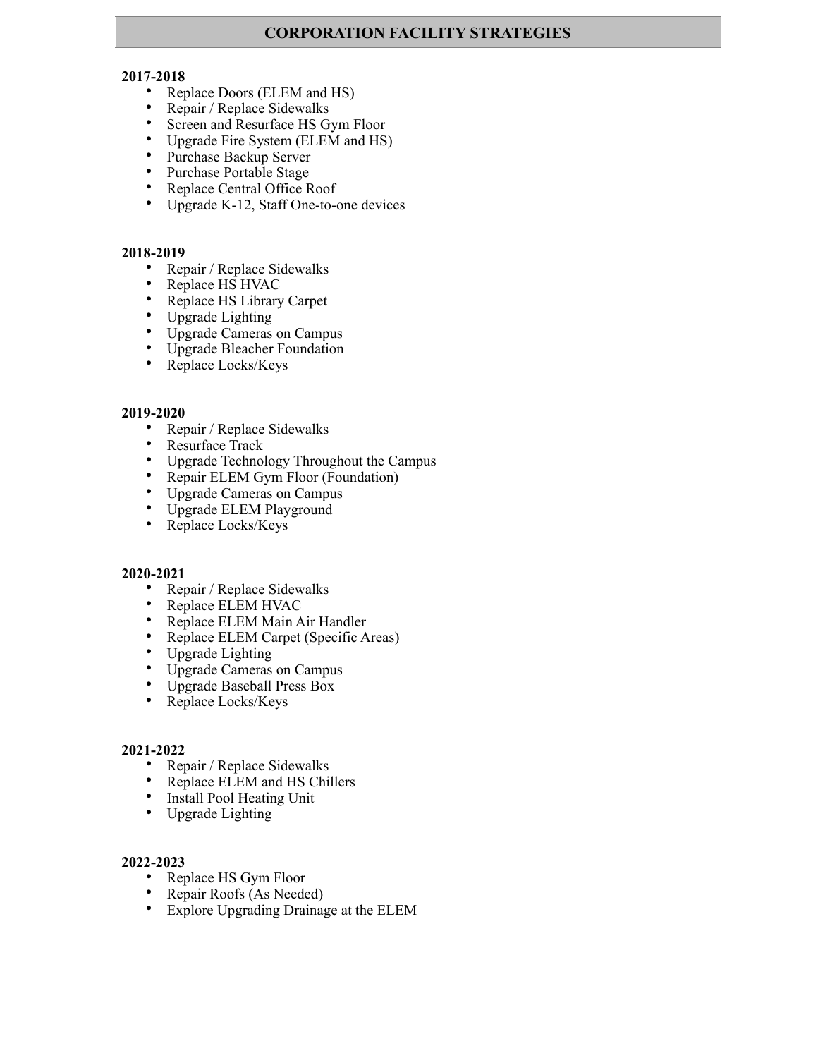## CORPORATION FACILITY STRATEGIES

**2017-2018**

- Replace Doors (ELEM and HS)
- Repair / Replace Sidewalks
- Screen and Resurface HS Gym Floor
- Upgrade Fire System (ELEM and HS)
- Purchase Backup Server
- Purchase Portable Stage
- Replace Central Office Roof
- Upgrade K-12, Staff One-to-one devices

**2018-2019**

- Repair / Replace Sidewalks
- Replace HS HVAC
- Replace HS Library Carpet
- Upgrade Lighting
- Upgrade Cameras on Campus
- Upgrade Bleacher Foundation
- Replace Locks/Keys

**2019-2020**

- Repair / Replace Sidewalks
- Resurface Track
- Upgrade Technology Throughout the Campus
- Repair ELEM Gym Floor (Foundation)
- Upgrade Cameras on Campus
- Upgrade ELEM Playground
- Replace Locks/Keys

**2020-2021**

- Repair / Replace Sidewalks
- Replace ELEM HVAC
- Replace ELEM Main Air Handler
- Replace ELEM Carpet (Specific Areas)
- Upgrade Lighting
- Upgrade Cameras on Campus
- Upgrade Baseball Press Box
- Replace Locks/Keys

**2021-2022**

- Repair / Replace Sidewalks
- Replace ELEM and HS Chillers
- Install Pool Heating Unit
- Upgrade Lighting

**2022-2023**

- Replace HS Gym Floor
- Repair Roofs (As Needed)
- Explore Upgrading Drainage at the ELEM